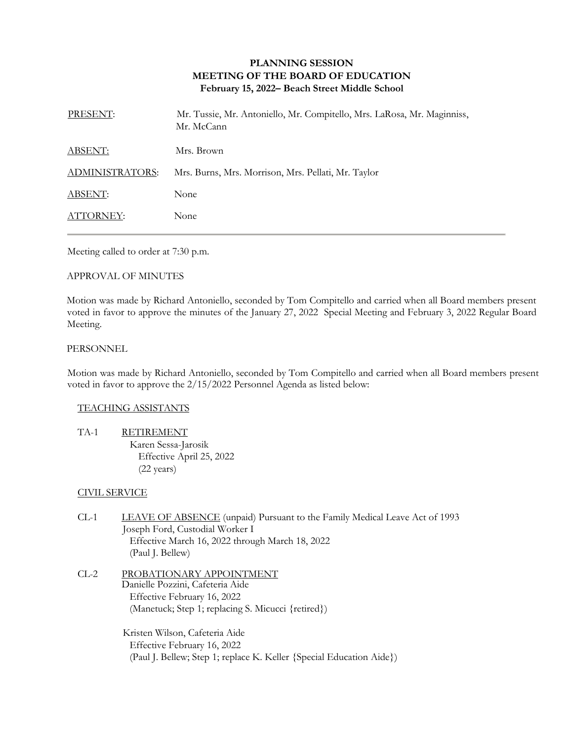# PLANNING SESSION
# MEETING OF THE BOARD OF EDUCATION
### February 15, 2022– Beach Street Middle School

| | |
|---|---|
| PRESENT: | Mr. Tussie, Mr. Antoniello, Mr. Compitello, Mrs. LaRosa, Mr. Maginniss, Mr. McCann |
| ABSENT: | Mrs. Brown |
| ADMINISTRATORS: | Mrs. Burns, Mrs. Morrison, Mrs. Pellati, Mr. Taylor |
| ABSENT: | None |
| ATTORNEY: | None |

---

Meeting called to order at 7:30 p.m.

APPROVAL OF MINUTES

Motion was made by Richard Antoniello, seconded by Tom Compitello and carried when all Board members present voted in favor to approve the minutes of the January 27, 2022 Special Meeting and February 3, 2022 Regular Board Meeting.

PERSONNEL

Motion was made by Richard Antoniello, seconded by Tom Compitello and carried when all Board members present voted in favor to approve the 2/15/2022 Personnel Agenda as listed below:

TEACHING ASSISTANTS

TA-1 RETIREMENT
Karen Sessa-Jarosik
Effective April 25, 2022
(22 years)

CIVIL SERVICE

CL-1 LEAVE OF ABSENCE (unpaid) Pursuant to the Family Medical Leave Act of 1993
Joseph Ford, Custodial Worker I
Effective March 16, 2022 through March 18, 2022
(Paul J. Bellew)

CL-2 PROBATIONARY APPOINTMENT
Danielle Pozzini, Cafeteria Aide
Effective February 16, 2022
(Manetuck; Step 1; replacing S. Micucci {retired})

Kristen Wilson, Cafeteria Aide
Effective February 16, 2022
(Paul J. Bellew; Step 1; replace K. Keller {Special Education Aide})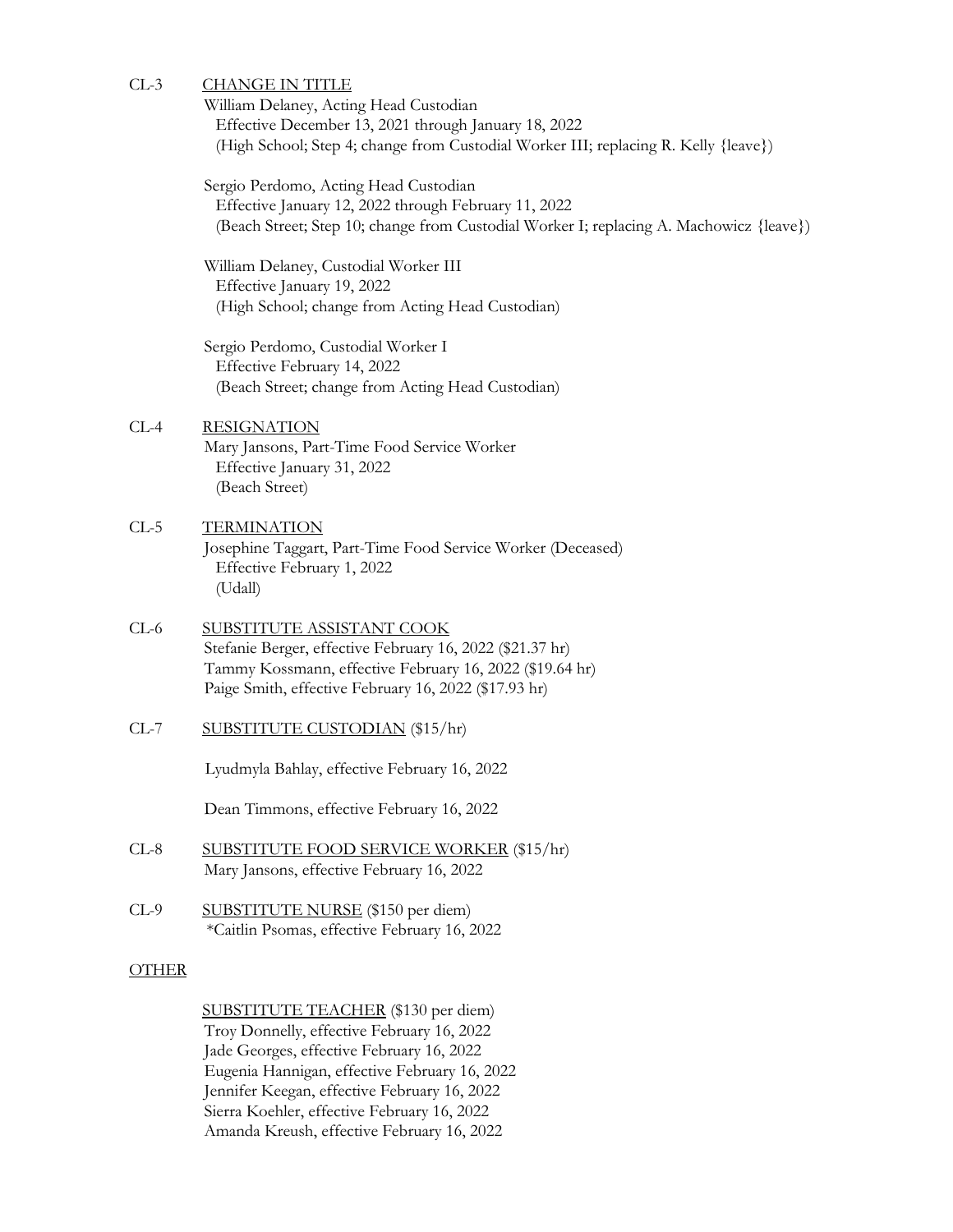CL-3 <u>CHANGE IN TITLE</u>

William Delaney, Acting Head Custodian
Effective December 13, 2021 through January 18, 2022
(High School; Step 4; change from Custodial Worker III; replacing R. Kelly {leave})

Sergio Perdomo, Acting Head Custodian
Effective January 12, 2022 through February 11, 2022
(Beach Street; Step 10; change from Custodial Worker I; replacing A. Machowicz {leave})

William Delaney, Custodial Worker III
Effective January 19, 2022
(High School; change from Acting Head Custodian)

Sergio Perdomo, Custodial Worker I
Effective February 14, 2022
(Beach Street; change from Acting Head Custodian)

CL-4 <u>RESIGNATION</u>

Mary Jansons, Part-Time Food Service Worker
Effective January 31, 2022
(Beach Street)

CL-5 <u>TERMINATION</u>

Josephine Taggart, Part-Time Food Service Worker (Deceased)
Effective February 1, 2022
(Udall)

CL-6 <u>SUBSTITUTE ASSISTANT COOK</u>

Stefanie Berger, effective February 16, 2022 ($21.37 hr)
Tammy Kossmann, effective February 16, 2022 ($19.64 hr)
Paige Smith, effective February 16, 2022 ($17.93 hr)

CL-7 <u>SUBSTITUTE CUSTODIAN</u> ($15/hr)

Lyudmyla Bahlay, effective February 16, 2022

Dean Timmons, effective February 16, 2022

CL-8 <u>SUBSTITUTE FOOD SERVICE WORKER</u> ($15/hr)

Mary Jansons, effective February 16, 2022

CL-9 <u>SUBSTITUTE NURSE</u> ($150 per diem)

*Caitlin Psomas, effective February 16, 2022

<u>OTHER</u>

<u>SUBSTITUTE TEACHER</u> ($130 per diem)

Troy Donnelly, effective February 16, 2022
Jade Georges, effective February 16, 2022
Eugenia Hannigan, effective February 16, 2022
Jennifer Keegan, effective February 16, 2022
Sierra Koehler, effective February 16, 2022
Amanda Kreush, effective February 16, 2022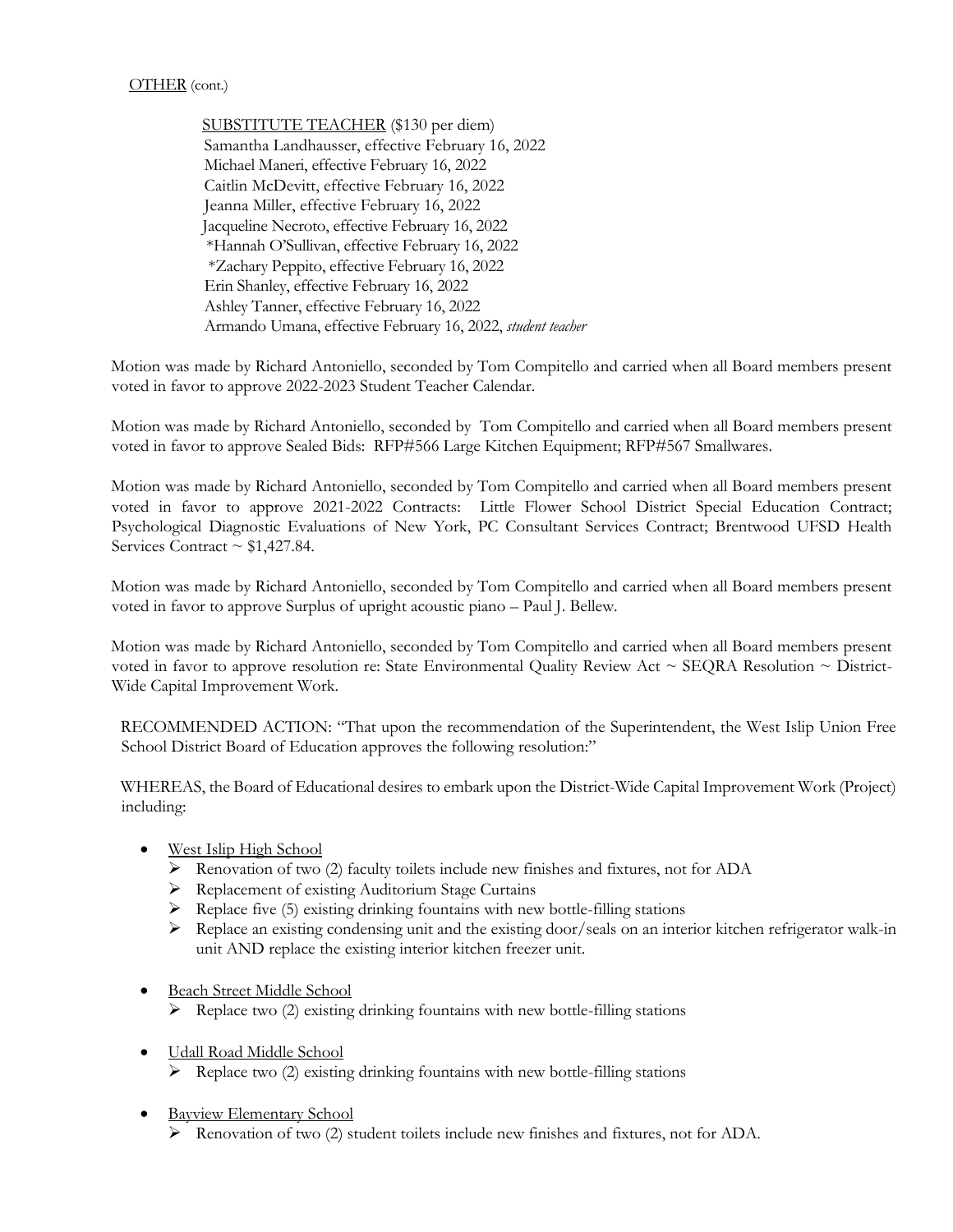OTHER (cont.)

SUBSTITUTE TEACHER ($130 per diem)
Samantha Landhausser, effective February 16, 2022
Michael Maneri, effective February 16, 2022
Caitlin McDevitt, effective February 16, 2022
Jeanna Miller, effective February 16, 2022
Jacqueline Necroto, effective February 16, 2022
*Hannah O'Sullivan, effective February 16, 2022
*Zachary Peppito, effective February 16, 2022
Erin Shanley, effective February 16, 2022
Ashley Tanner, effective February 16, 2022
Armando Umana, effective February 16, 2022, *student teacher*

Motion was made by Richard Antoniello, seconded by Tom Compitello and carried when all Board members present voted in favor to approve 2022-2023 Student Teacher Calendar.

Motion was made by Richard Antoniello, seconded by Tom Compitello and carried when all Board members present voted in favor to approve Sealed Bids: RFP#566 Large Kitchen Equipment; RFP#567 Smallwares.

Motion was made by Richard Antoniello, seconded by Tom Compitello and carried when all Board members present voted in favor to approve 2021-2022 Contracts: Little Flower School District Special Education Contract; Psychological Diagnostic Evaluations of New York, PC Consultant Services Contract; Brentwood UFSD Health Services Contract ~ $1,427.84.

Motion was made by Richard Antoniello, seconded by Tom Compitello and carried when all Board members present voted in favor to approve Surplus of upright acoustic piano – Paul J. Bellew.

Motion was made by Richard Antoniello, seconded by Tom Compitello and carried when all Board members present voted in favor to approve resolution re: State Environmental Quality Review Act ~ SEQRA Resolution ~ District-Wide Capital Improvement Work.

RECOMMENDED ACTION: "That upon the recommendation of the Superintendent, the West Islip Union Free School District Board of Education approves the following resolution:"

WHEREAS, the Board of Educational desires to embark upon the District-Wide Capital Improvement Work (Project) including:

- West Islip High School
  - Renovation of two (2) faculty toilets include new finishes and fixtures, not for ADA
  - Replacement of existing Auditorium Stage Curtains
  - Replace five (5) existing drinking fountains with new bottle-filling stations
  - Replace an existing condensing unit and the existing door/seals on an interior kitchen refrigerator walk-in unit AND replace the existing interior kitchen freezer unit.
- Beach Street Middle School
  - Replace two (2) existing drinking fountains with new bottle-filling stations
- Udall Road Middle School
  - Replace two (2) existing drinking fountains with new bottle-filling stations
- Bayview Elementary School
  - Renovation of two (2) student toilets include new finishes and fixtures, not for ADA.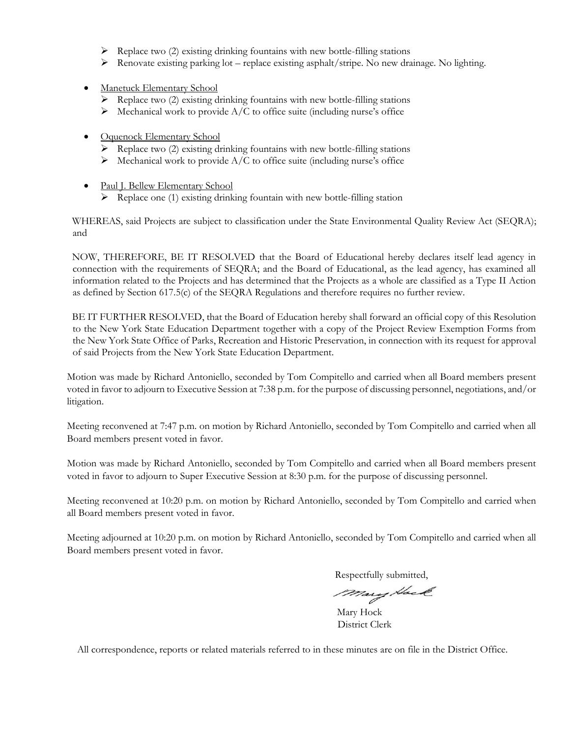- Replace two (2) existing drinking fountains with new bottle-filling stations
- Renovate existing parking lot – replace existing asphalt/stripe. No new drainage. No lighting.

- Manetuck Elementary School
  - Replace two (2) existing drinking fountains with new bottle-filling stations
  - Mechanical work to provide A/C to office suite (including nurse's office

- Oquenock Elementary School
  - Replace two (2) existing drinking fountains with new bottle-filling stations
  - Mechanical work to provide A/C to office suite (including nurse's office

- Paul J. Bellew Elementary School
  - Replace one (1) existing drinking fountain with new bottle-filling station

WHEREAS, said Projects are subject to classification under the State Environmental Quality Review Act (SEQRA); and

NOW, THEREFORE, BE IT RESOLVED that the Board of Educational hereby declares itself lead agency in connection with the requirements of SEQRA; and the Board of Educational, as the lead agency, has examined all information related to the Projects and has determined that the Projects as a whole are classified as a Type II Action as defined by Section 617.5(c) of the SEQRA Regulations and therefore requires no further review.

BE IT FURTHER RESOLVED, that the Board of Education hereby shall forward an official copy of this Resolution to the New York State Education Department together with a copy of the Project Review Exemption Forms from the New York State Office of Parks, Recreation and Historic Preservation, in connection with its request for approval of said Projects from the New York State Education Department.

Motion was made by Richard Antoniello, seconded by Tom Compitello and carried when all Board members present voted in favor to adjourn to Executive Session at 7:38 p.m. for the purpose of discussing personnel, negotiations, and/or litigation.

Meeting reconvened at 7:47 p.m. on motion by Richard Antoniello, seconded by Tom Compitello and carried when all Board members present voted in favor.

Motion was made by Richard Antoniello, seconded by Tom Compitello and carried when all Board members present voted in favor to adjourn to Super Executive Session at 8:30 p.m. for the purpose of discussing personnel.

Meeting reconvened at 10:20 p.m. on motion by Richard Antoniello, seconded by Tom Compitello and carried when all Board members present voted in favor.

Meeting adjourned at 10:20 p.m. on motion by Richard Antoniello, seconded by Tom Compitello and carried when all Board members present voted in favor.

Respectfully submitted,

Mary Hock

Mary Hock
District Clerk

All correspondence, reports or related materials referred to in these minutes are on file in the District Office.